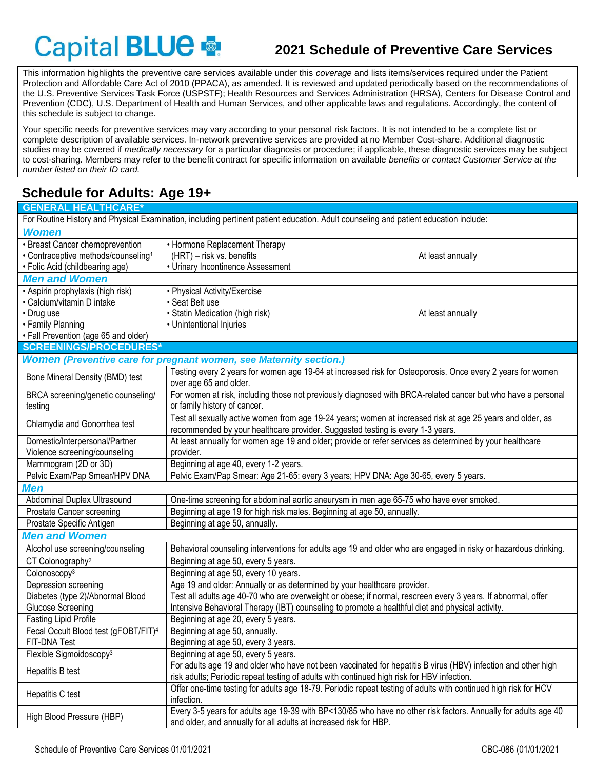Capital BLUE

# 2021 Schedule of Preventive Care Services

This information highlights the preventive care services available under this *coverage* and lists items/services required under the Patient Protection and Affordable Care Act of 2010 (PPACA), as amended. It is reviewed and updated periodically based on the recommendations of the U.S. Preventive Services Task Force (USPSTF); Health Resources and Services Administration (HRSA), Centers for Disease Control and Prevention (CDC), U.S. Department of Health and Human Services, and other applicable laws and regulations. Accordingly, the content of this schedule is subject to change.

Your specific needs for preventive services may vary according to your personal risk factors. It is not intended to be a complete list or complete description of available services. In-network preventive services are provided at no Member Cost-share. Additional diagnostic studies may be covered if *medically necessary* for a particular diagnosis or procedure; if applicable, these diagnostic services may be subject to cost-sharing. Members may refer to the benefit contract for specific information on available *benefits or contact Customer Service at the number listed on their ID card.*

## Schedule for Adults: Age 19+

### GENERAL HEALTHCARE*

For Routine History and Physical Examination, including pertinent patient education. Adult counseling and patient education include:

#### *Women*

| | | |
|---|---|---|
| • Breast Cancer chemoprevention<br>• Contraceptive methods/counseling[1]<br>• Folic Acid (childbearing age) | • Hormone Replacement Therapy (HRT) – risk vs. benefits<br>• Urinary Incontinence Assessment | At least annually |

#### *Men and Women*

| | | |
|---|---|---|
| • Aspirin prophylaxis (high risk)<br>• Calcium/vitamin D intake<br>• Drug use<br>• Family Planning<br>• Fall Prevention (age 65 and older) | • Physical Activity/Exercise<br>• Seat Belt use<br>• Statin Medication (high risk)<br>• Unintentional Injuries | At least annually |

### SCREENINGS/PROCEDURES*

#### *Women (Preventive care for pregnant women, see Maternity section.)*

| | |
|---|---|
| Bone Mineral Density (BMD) test | Testing every 2 years for women age 19-64 at increased risk for Osteoporosis. Once every 2 years for women over age 65 and older. |
| BRCA screening/genetic counseling/ testing | For women at risk, including those not previously diagnosed with BRCA-related cancer but who have a personal or family history of cancer. |
| Chlamydia and Gonorrhea test | Test all sexually active women from age 19-24 years; women at increased risk at age 25 years and older, as recommended by your healthcare provider. Suggested testing is every 1-3 years. |
| Domestic/Interpersonal/Partner Violence screening/counseling | At least annually for women age 19 and older; provide or refer services as determined by your healthcare provider. |
| Mammogram (2D or 3D) | Beginning at age 40, every 1-2 years. |
| Pelvic Exam/Pap Smear/HPV DNA | Pelvic Exam/Pap Smear: Age 21-65: every 3 years; HPV DNA: Age 30-65, every 5 years. |

#### *Men*

| | |
|---|---|
| Abdominal Duplex Ultrasound | One-time screening for abdominal aortic aneurysm in men age 65-75 who have ever smoked. |
| Prostate Cancer screening | Beginning at age 19 for high risk males. Beginning at age 50, annually. |
| Prostate Specific Antigen | Beginning at age 50, annually. |

#### *Men and Women*

| | |
|---|---|
| Alcohol use screening/counseling | Behavioral counseling interventions for adults age 19 and older who are engaged in risky or hazardous drinking. |
| CT Colonography[2] | Beginning at age 50, every 5 years. |
| Colonoscopy[3] | Beginning at age 50, every 10 years. |
| Depression screening | Age 19 and older: Annually or as determined by your healthcare provider. |
| Diabetes (type 2)/Abnormal Blood Glucose Screening | Test all adults age 40-70 who are overweight or obese; if normal, rescreen every 3 years. If abnormal, offer Intensive Behavioral Therapy (IBT) counseling to promote a healthful diet and physical activity. |
| Fasting Lipid Profile | Beginning at age 20, every 5 years. |
| Fecal Occult Blood test (gFOBT/FIT)[4] | Beginning at age 50, annually. |
| FIT-DNA Test | Beginning at age 50, every 3 years. |
| Flexible Sigmoidoscopy[3] | Beginning at age 50, every 5 years. |
| Hepatitis B test | For adults age 19 and older who have not been vaccinated for hepatitis B virus (HBV) infection and other high risk adults; Periodic repeat testing of adults with continued high risk for HBV infection. |
| Hepatitis C test | Offer one-time testing for adults age 18-79. Periodic repeat testing of adults with continued high risk for HCV infection. |
| High Blood Pressure (HBP) | Every 3-5 years for adults age 19-39 with BP<130/85 who have no other risk factors. Annually for adults age 40 and older, and annually for all adults at increased risk for HBP. |

Schedule of Preventive Care Services 01/01/2021 CBC-086 (01/01/2021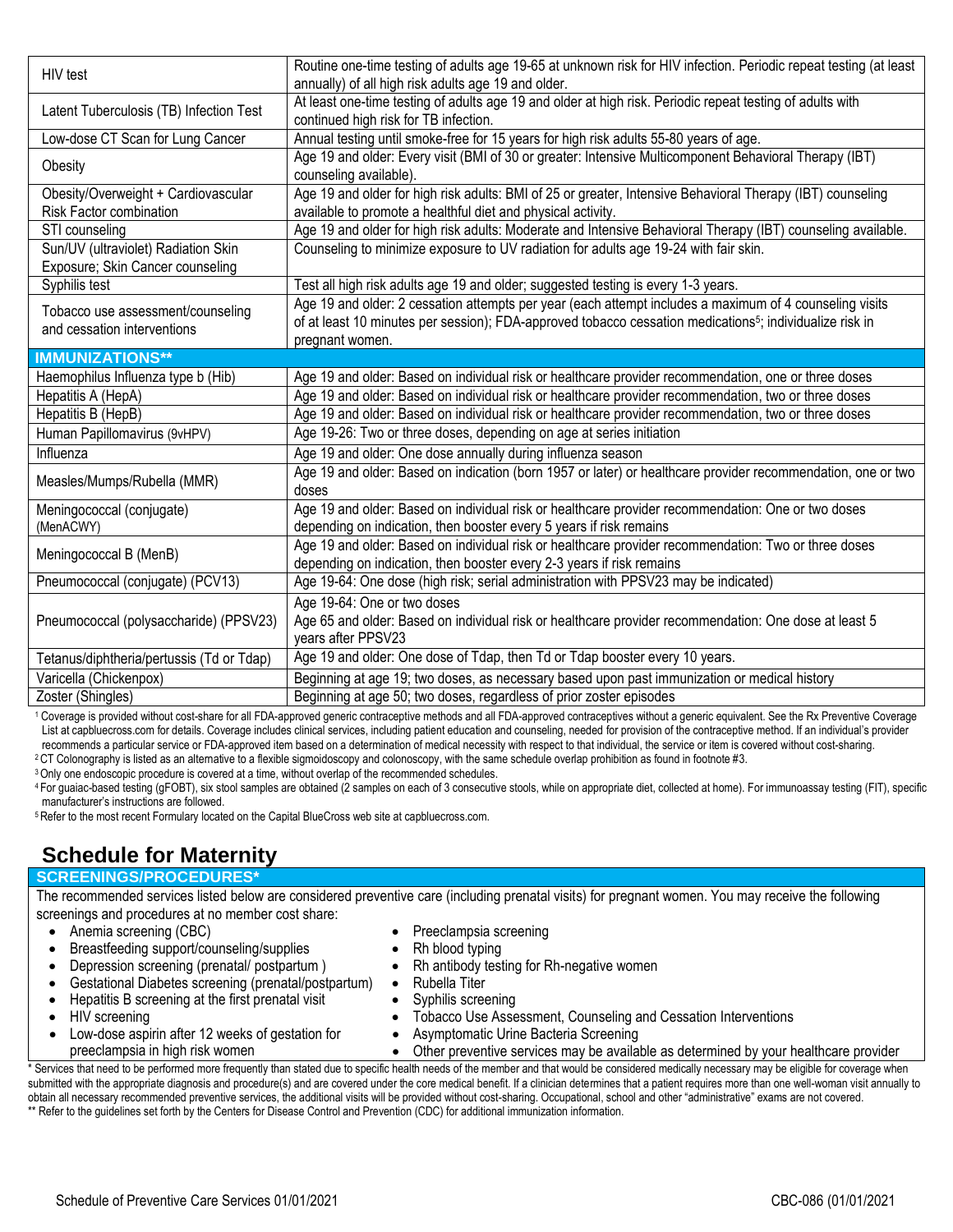| | |
|---|---|
| HIV test | Routine one-time testing of adults age 19-65 at unknown risk for HIV infection. Periodic repeat testing (at least annually) of all high risk adults age 19 and older. |
| Latent Tuberculosis (TB) Infection Test | At least one-time testing of adults age 19 and older at high risk. Periodic repeat testing of adults with continued high risk for TB infection. |
| Low-dose CT Scan for Lung Cancer | Annual testing until smoke-free for 15 years for high risk adults 55-80 years of age. |
| Obesity | Age 19 and older: Every visit (BMI of 30 or greater: Intensive Multicomponent Behavioral Therapy (IBT) counseling available). |
| Obesity/Overweight + Cardiovascular Risk Factor combination | Age 19 and older for high risk adults: BMI of 25 or greater, Intensive Behavioral Therapy (IBT) counseling available to promote a healthful diet and physical activity. |
| STI counseling | Age 19 and older for high risk adults: Moderate and Intensive Behavioral Therapy (IBT) counseling available. |
| Sun/UV (ultraviolet) Radiation Skin Exposure; Skin Cancer counseling | Counseling to minimize exposure to UV radiation for adults age 19-24 with fair skin. |
| Syphilis test | Test all high risk adults age 19 and older; suggested testing is every 1-3 years. |
| Tobacco use assessment/counseling and cessation interventions | Age 19 and older: 2 cessation attempts per year (each attempt includes a maximum of 4 counseling visits of at least 10 minutes per session); FDA-approved tobacco cessation medications[5]; individualize risk in pregnant women. |
| **IMMUNIZATIONS**** | |
| Haemophilus Influenza type b (Hib) | Age 19 and older: Based on individual risk or healthcare provider recommendation, one or three doses |
| Hepatitis A (HepA) | Age 19 and older: Based on individual risk or healthcare provider recommendation, two or three doses |
| Hepatitis B (HepB) | Age 19 and older: Based on individual risk or healthcare provider recommendation, two or three doses |
| Human Papillomavirus (9vHPV) | Age 19-26: Two or three doses, depending on age at series initiation |
| Influenza | Age 19 and older: One dose annually during influenza season |
| Measles/Mumps/Rubella (MMR) | Age 19 and older: Based on indication (born 1957 or later) or healthcare provider recommendation, one or two doses |
| Meningococcal (conjugate) (MenACWY) | Age 19 and older: Based on individual risk or healthcare provider recommendation: One or two doses depending on indication, then booster every 5 years if risk remains |
| Meningococcal B (MenB) | Age 19 and older: Based on individual risk or healthcare provider recommendation: Two or three doses depending on indication, then booster every 2-3 years if risk remains |
| Pneumococcal (conjugate) (PCV13) | Age 19-64: One dose (high risk; serial administration with PPSV23 may be indicated) |
| Pneumococcal (polysaccharide) (PPSV23) | Age 19-64: One or two doses<br>Age 65 and older: Based on individual risk or healthcare provider recommendation: One dose at least 5 years after PPSV23 |
| Tetanus/diphtheria/pertussis (Td or Tdap) | Age 19 and older: One dose of Tdap, then Td or Tdap booster every 10 years. |
| Varicella (Chickenpox) | Beginning at age 19; two doses, as necessary based upon past immunization or medical history |
| Zoster (Shingles) | Beginning at age 50; two doses, regardless of prior zoster episodes |

[1] Coverage is provided without cost-share for all FDA-approved generic contraceptive methods and all FDA-approved contraceptives without a generic equivalent. See the Rx Preventive Coverage List at capbluecross.com for details. Coverage includes clinical services, including patient education and counseling, needed for provision of the contraceptive method. If an individual's provider recommends a particular service or FDA-approved item based on a determination of medical necessity with respect to that individual, the service or item is covered without cost-sharing.
[2] CT Colonography is listed as an alternative to a flexible sigmoidoscopy and colonoscopy, with the same schedule overlap prohibition as found in footnote #3.
[3] Only one endoscopic procedure is covered at a time, without overlap of the recommended schedules.
[4] For guaiac-based testing (gFOBT), six stool samples are obtained (2 samples on each of 3 consecutive stools, while on appropriate diet, collected at home). For immunoassay testing (FIT), specific manufacturer's instructions are followed.
[5] Refer to the most recent Formulary located on the Capital BlueCross web site at capbluecross.com.

# Schedule for Maternity

**SCREENINGS/PROCEDURES***

The recommended services listed below are considered preventive care (including prenatal visits) for pregnant women. You may receive the following screenings and procedures at no member cost share:

- Anemia screening (CBC)
- Breastfeeding support/counseling/supplies
- Depression screening (prenatal/ postpartum )
- Gestational Diabetes screening (prenatal/postpartum)
- Hepatitis B screening at the first prenatal visit
- HIV screening
- Low-dose aspirin after 12 weeks of gestation for preeclampsia in high risk women
- Preeclampsia screening
- Rh blood typing
- Rh antibody testing for Rh-negative women
- Rubella Titer
- Syphilis screening
- Tobacco Use Assessment, Counseling and Cessation Interventions
- Asymptomatic Urine Bacteria Screening
- Other preventive services may be available as determined by your healthcare provider

\* Services that need to be performed more frequently than stated due to specific health needs of the member and that would be considered medically necessary may be eligible for coverage when submitted with the appropriate diagnosis and procedure(s) and are covered under the core medical benefit. If a clinician determines that a patient requires more than one well-woman visit annually to obtain all necessary recommended preventive services, the additional visits will be provided without cost-sharing. Occupational, school and other "administrative" exams are not covered.

\*\* Refer to the guidelines set forth by the Centers for Disease Control and Prevention (CDC) for additional immunization information.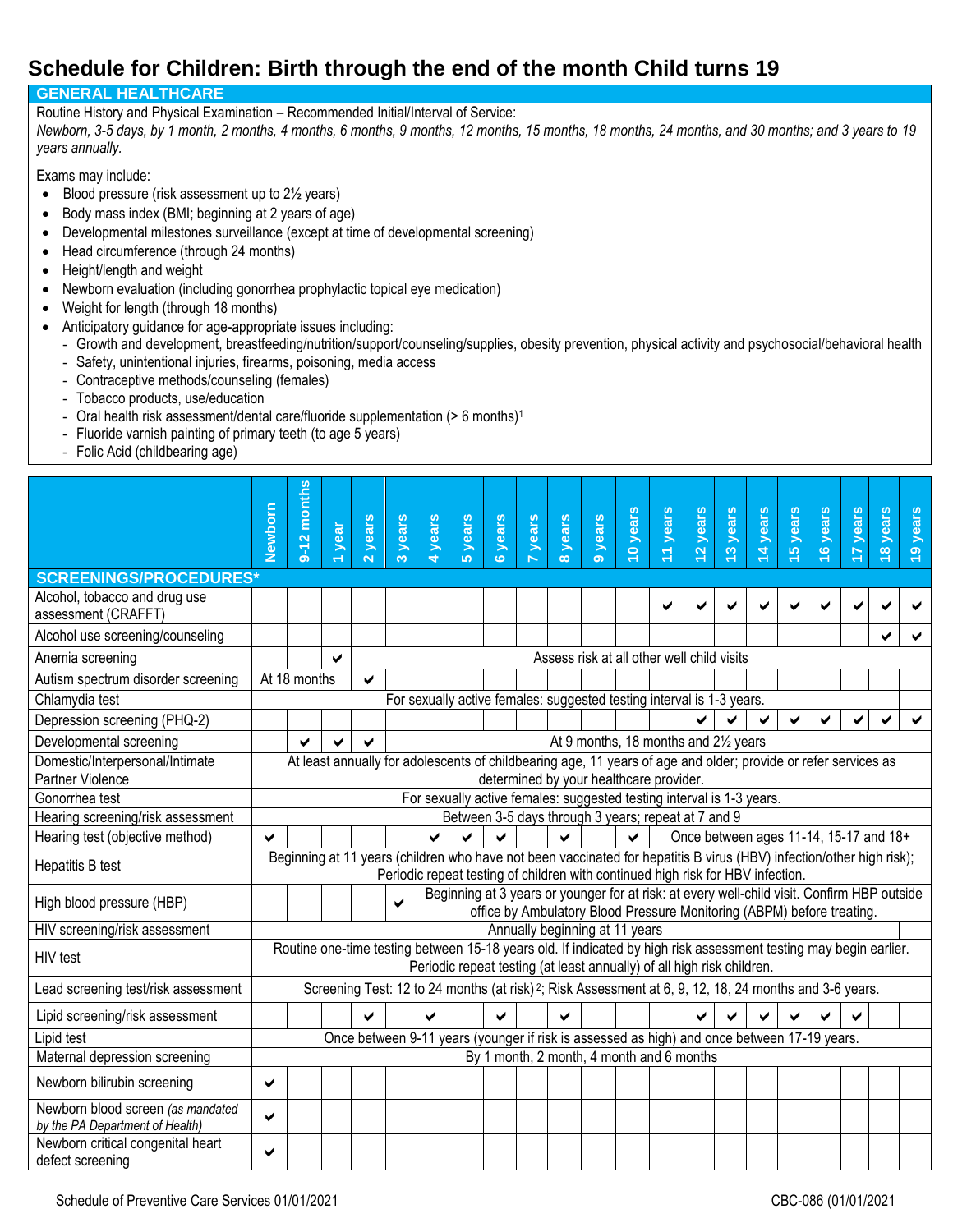# Schedule for Children: Birth through the end of the month Child turns 19

## GENERAL HEALTHCARE

Routine History and Physical Examination – Recommended Initial/Interval of Service:

*Newborn, 3-5 days, by 1 month, 2 months, 4 months, 6 months, 9 months, 12 months, 15 months, 18 months, 24 months, and 30 months; and 3 years to 19 years annually.*

Exams may include:

- Blood pressure (risk assessment up to 2½ years)
- Body mass index (BMI; beginning at 2 years of age)
- Developmental milestones surveillance (except at time of developmental screening)
- Head circumference (through 24 months)
- Height/length and weight
- Newborn evaluation (including gonorrhea prophylactic topical eye medication)
- Weight for length (through 18 months)
- Anticipatory guidance for age-appropriate issues including:
  - Growth and development, breastfeeding/nutrition/support/counseling/supplies, obesity prevention, physical activity and psychosocial/behavioral health
  - Safety, unintentional injuries, firearms, poisoning, media access
  - Contraceptive methods/counseling (females)
  - Tobacco products, use/education
  - Oral health risk assessment/dental care/fluoride supplementation (> 6 months)[1]
  - Fluoride varnish painting of primary teeth (to age 5 years)
  - Folic Acid (childbearing age)

| SCREENINGS/PROCEDURES* | Newborn | 9-12 months | 1 year | 2 years | 3 years | 4 years | 5 years | 6 years | 7 years | 8 years | 9 years | 10 years | 11 years | 12 years | 13 years | 14 years | 15 years | 16 years | 17 years | 18 years | 19 years |
|---|---|---|---|---|---|---|---|---|---|---|---|---|---|---|---|---|---|---|---|---|---|
| Alcohol, tobacco and drug use assessment (CRAFFT) | | | | | | | | | | | | | ✔ | ✔ | ✔ | ✔ | ✔ | ✔ | ✔ | ✔ | ✔ |
| Alcohol use screening/counseling | | | | | | | | | | | | | | | | | | | | ✔ | ✔ |
| Anemia screening | | | ✔ | Assess risk at all other well child visits | | | | | | | | | | | | | | | | | |
| Autism spectrum disorder screening | At 18 months | | | ✔ | | | | | | | | | | | | | | | | | |
| Chlamydia test | For sexually active females: suggested testing interval is 1-3 years. | | | | | | | | | | | | | | | | | | | | |
| Depression screening (PHQ-2) | | | | | | | | | | | | | | ✔ | ✔ | ✔ | ✔ | ✔ | ✔ | ✔ | ✔ |
| Developmental screening | | ✔ | ✔ | ✔ | At 9 months, 18 months and 2½ years | | | | | | | | | | | | | | | | |
| Domestic/Interpersonal/Intimate Partner Violence | At least annually for adolescents of childbearing age, 11 years of age and older; provide or refer services as determined by your healthcare provider. | | | | | | | | | | | | | | | | | | | | |
| Gonorrhea test | For sexually active females: suggested testing interval is 1-3 years. | | | | | | | | | | | | | | | | | | | | |
| Hearing screening/risk assessment | Between 3-5 days through 3 years; repeat at 7 and 9 | | | | | | | | | | | | | | | | | | | | |
| Hearing test (objective method) | ✔ | | | | | ✔ | ✔ | ✔ | | ✔ | | ✔ | Once between ages 11-14, 15-17 and 18+ | | | | | | | | |
| Hepatitis B test | Beginning at 11 years (children who have not been vaccinated for hepatitis B virus (HBV) infection/other high risk); Periodic repeat testing of children with continued high risk for HBV infection. | | | | | | | | | | | | | | | | | | | | |
| High blood pressure (HBP) | | | | | ✔ | Beginning at 3 years or younger for at risk: at every well-child visit. Confirm HBP outside office by Ambulatory Blood Pressure Monitoring (ABPM) before treating. | | | | | | | | | | | | | | | |
| HIV screening/risk assessment | Annually beginning at 11 years | | | | | | | | | | | | | | | | | | | | |
| HIV test | Routine one-time testing between 15-18 years old. If indicated by high risk assessment testing may begin earlier. Periodic repeat testing (at least annually) of all high risk children. | | | | | | | | | | | | | | | | | | | | |
| Lead screening test/risk assessment | Screening Test: 12 to 24 months (at risk) [2]; Risk Assessment at 6, 9, 12, 18, 24 months and 3-6 years. | | | | | | | | | | | | | | | | | | | | |
| Lipid screening/risk assessment | | | | ✔ | | ✔ | | ✔ | | ✔ | | | | ✔ | ✔ | ✔ | ✔ | ✔ | ✔ | | |
| Lipid test | Once between 9-11 years (younger if risk is assessed as high) and once between 17-19 years. | | | | | | | | | | | | | | | | | | | | |
| Maternal depression screening | By 1 month, 2 month, 4 month and 6 months | | | | | | | | | | | | | | | | | | | | |
| Newborn bilirubin screening | ✔ | | | | | | | | | | | | | | | | | | | | |
| Newborn blood screen *(as mandated by the PA Department of Health)* | ✔ | | | | | | | | | | | | | | | | | | | | |
| Newborn critical congenital heart defect screening | ✔ | | | | | | | | | | | | | | | | | | | | |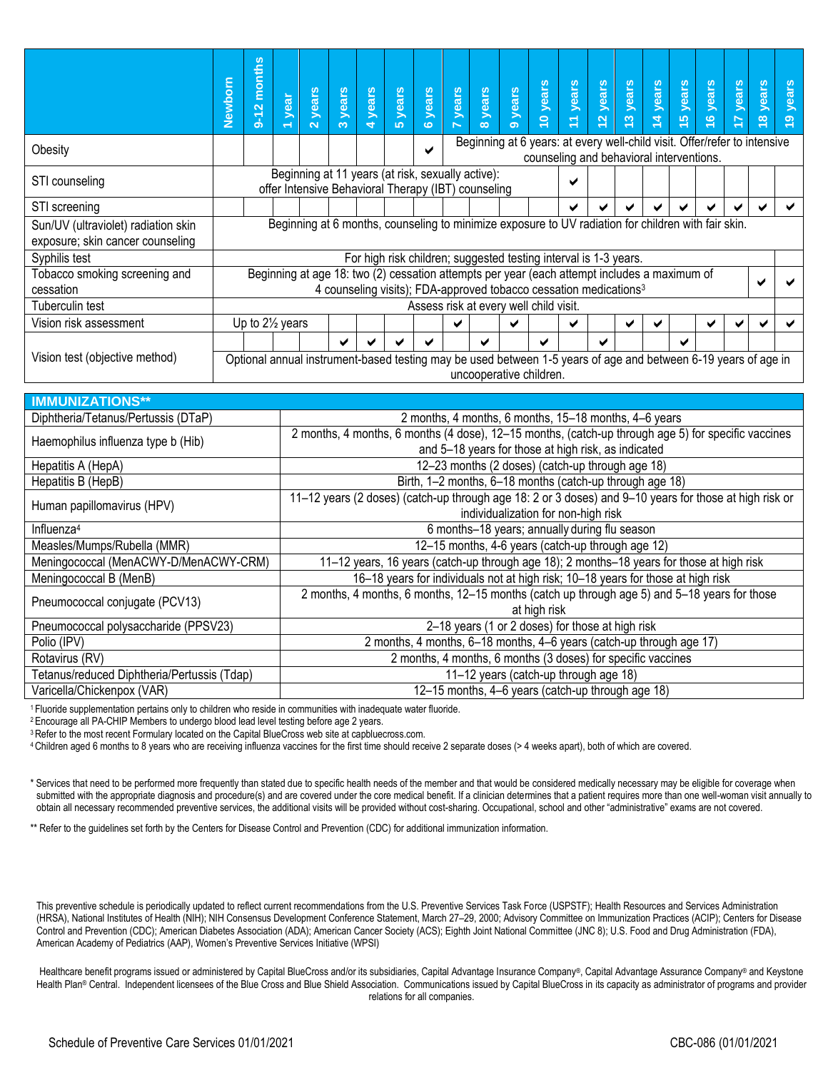| | Newborn | 9-12 months | 1 year | 2 years | 3 years | 4 years | 5 years | 6 years | 7 years | 8 years | 9 years | 10 years | 11 years | 12 years | 13 years | 14 years | 15 years | 16 years | 17 years | 18 years | 19 years |
|---|---|---|---|---|---|---|---|---|---|---|---|---|---|---|---|---|---|---|---|---|---|
| Obesity | | | | | | | | ✔ | Beginning at 6 years: at every well-child visit. Offer/refer to intensive counseling and behavioral interventions. | | | | | | | | | | | | |
| STI counseling | Beginning at 11 years (at risk, sexually active): offer Intensive Behavioral Therapy (IBT) counseling | | | | | | | | | | | | ✔ | | | | | | | | |
| STI screening | | | | | | | | | | | | | ✔ | ✔ | ✔ | ✔ | ✔ | ✔ | ✔ | ✔ | ✔ |
| Sun/UV (ultraviolet) radiation skin exposure; skin cancer counseling | Beginning at 6 months, counseling to minimize exposure to UV radiation for children with fair skin. | | | | | | | | | | | | | | | | | | | | |
| Syphilis test | For high risk children; suggested testing interval is 1-3 years. | | | | | | | | | | | | | | | | | | | | |
| Tobacco smoking screening and cessation | Beginning at age 18: two (2) cessation attempts per year (each attempt includes a maximum of 4 counseling visits); FDA-approved tobacco cessation medications[3] | | | | | | | | | | | | | | | | | | | ✔ | ✔ |
| Tuberculin test | Assess risk at every well child visit. | | | | | | | | | | | | | | | | | | | | |
| Vision risk assessment | Up to 2½ years | | | | | | | | ✔ | | ✔ | | ✔ | | ✔ | ✔ | | ✔ | ✔ | ✔ | ✔ |
| Vision test (objective method) | | | | | ✔ | ✔ | ✔ | ✔ | | ✔ | | ✔ | | ✔ | | | ✔ | | | | |
| | Optional annual instrument-based testing may be used between 1-5 years of age and between 6-19 years of age in uncooperative children. | | | | | | | | | | | | | | | | | | | | |

| IMMUNIZATIONS** | |
|---|---|
| Diphtheria/Tetanus/Pertussis (DTaP) | 2 months, 4 months, 6 months, 15–18 months, 4–6 years |
| Haemophilus influenza type b (Hib) | 2 months, 4 months, 6 months (4 dose), 12–15 months, (catch-up through age 5) for specific vaccines and 5–18 years for those at high risk, as indicated |
| Hepatitis A (HepA) | 12–23 months (2 doses) (catch-up through age 18) |
| Hepatitis B (HepB) | Birth, 1–2 months, 6–18 months (catch-up through age 18) |
| Human papillomavirus (HPV) | 11–12 years (2 doses) (catch-up through age 18: 2 or 3 doses) and 9–10 years for those at high risk or individualization for non-high risk |
| Influenza[4] | 6 months–18 years; annually during flu season |
| Measles/Mumps/Rubella (MMR) | 12–15 months, 4-6 years (catch-up through age 12) |
| Meningococcal (MenACWY-D/MenACWY-CRM) | 11–12 years, 16 years (catch-up through age 18); 2 months–18 years for those at high risk |
| Meningococcal B (MenB) | 16–18 years for individuals not at high risk; 10–18 years for those at high risk |
| Pneumococcal conjugate (PCV13) | 2 months, 4 months, 6 months, 12–15 months (catch up through age 5) and 5–18 years for those at high risk |
| Pneumococcal polysaccharide (PPSV23) | 2–18 years (1 or 2 doses) for those at high risk |
| Polio (IPV) | 2 months, 4 months, 6–18 months, 4–6 years (catch-up through age 17) |
| Rotavirus (RV) | 2 months, 4 months, 6 months (3 doses) for specific vaccines |
| Tetanus/reduced Diphtheria/Pertussis (Tdap) | 11–12 years (catch-up through age 18) |
| Varicella/Chickenpox (VAR) | 12–15 months, 4–6 years (catch-up through age 18) |

[1] Fluoride supplementation pertains only to children who reside in communities with inadequate water fluoride.
[2] Encourage all PA-CHIP Members to undergo blood lead level testing before age 2 years.
[3] Refer to the most recent Formulary located on the Capital BlueCross web site at capbluecross.com.
[4] Children aged 6 months to 8 years who are receiving influenza vaccines for the first time should receive 2 separate doses (> 4 weeks apart), both of which are covered.

\* Services that need to be performed more frequently than stated due to specific health needs of the member and that would be considered medically necessary may be eligible for coverage when submitted with the appropriate diagnosis and procedure(s) and are covered under the core medical benefit. If a clinician determines that a patient requires more than one well-woman visit annually to obtain all necessary recommended preventive services, the additional visits will be provided without cost-sharing. Occupational, school and other "administrative" exams are not covered.

** Refer to the guidelines set forth by the Centers for Disease Control and Prevention (CDC) for additional immunization information.

This preventive schedule is periodically updated to reflect current recommendations from the U.S. Preventive Services Task Force (USPSTF); Health Resources and Services Administration (HRSA), National Institutes of Health (NIH); NIH Consensus Development Conference Statement, March 27–29, 2000; Advisory Committee on Immunization Practices (ACIP); Centers for Disease Control and Prevention (CDC); American Diabetes Association (ADA); American Cancer Society (ACS); Eighth Joint National Committee (JNC 8); U.S. Food and Drug Administration (FDA), American Academy of Pediatrics (AAP), Women's Preventive Services Initiative (WPSI)

Healthcare benefit programs issued or administered by Capital BlueCross and/or its subsidiaries, Capital Advantage Insurance Company®, Capital Advantage Assurance Company® and Keystone Health Plan® Central. Independent licensees of the Blue Cross and Blue Shield Association. Communications issued by Capital BlueCross in its capacity as administrator of programs and provider relations for all companies.